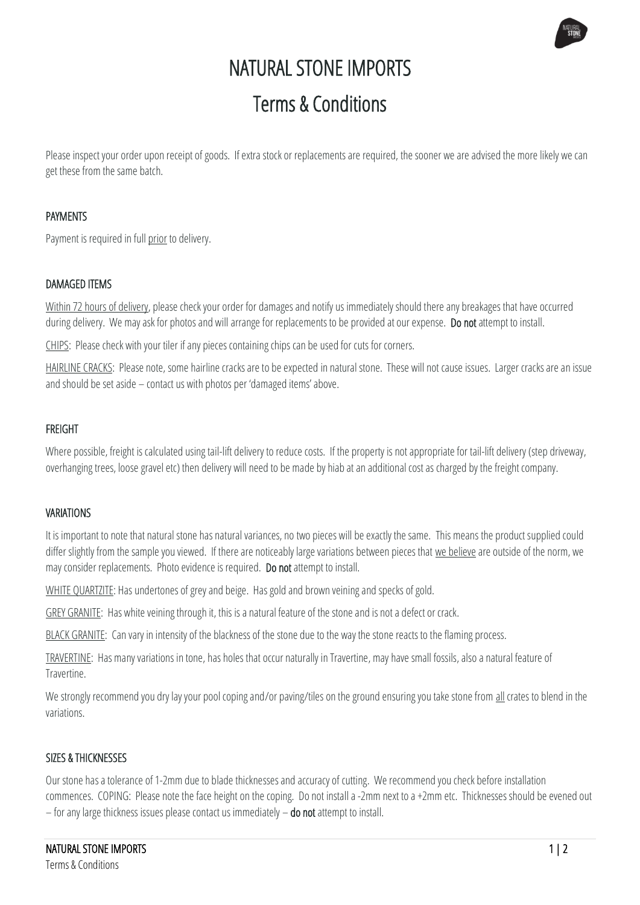# NATURAL STONE IMPORTS

## Terms & Conditions

Please inspect your order upon receipt of goods. If extra stock or replacements are required, the sooner we are advised the more likely we can get these from the same batch.

### PAYMENTS

Payment is required in full prior to delivery.

### DAMAGED ITEMS

Within 72 hours of delivery, please check your order for damages and notify us immediately should there any breakages that have occurred during delivery. We may ask for photos and will arrange for replacements to be provided at our expense. **Do not** attempt to install.

CHIPS: Please check with your tiler if any pieces containing chips can be used for cuts for corners.

HAIRLINE CRACKS: Please note, some hairline cracks are to be expected in natural stone. These will not cause issues. Larger cracks are an issue and should be set aside – contact us with photos per 'damaged items' above.

### FREIGHT

Where possible, freight is calculated using tail-lift delivery to reduce costs. If the property is not appropriate for tail-lift delivery (step driveway, overhanging trees, loose gravel etc) then delivery will need to be made by hiab at an additional cost as charged by the freight company.

### VARIATIONS

It is important to note that natural stone has natural variances, no two pieces will be exactly the same. This means the product supplied could differ slightly from the sample you viewed. If there are noticeably large variations between pieces that we believe are outside of the norm, we may consider replacements. Photo evidence is required. **Do not** attempt to install.

WHITE QUARTZITE: Has undertones of grey and beige. Has gold and brown veining and specks of gold.

GREY GRANITE: Has white veining through it, this is a natural feature of the stone and is not a defect or crack.

BLACK GRANITE: Can vary in intensity of the blackness of the stone due to the way the stone reacts to the flaming process.

TRAVERTINE: Has many variations in tone, has holes that occur naturally in Travertine, may have small fossils, also a natural feature of Travertine.

We strongly recommend you dry lay your pool coping and/or paving/tiles on the ground ensuring you take stone from all crates to blend in the variations.

### SIZES & THICKNESSES

Our stone has a tolerance of 1-2mm due to blade thicknesses and accuracy of cutting. We recommend you check before installation commences. COPING: Please note the face height on the coping. Do not install a -2mm next to a +2mm etc. Thicknesses should be evened out – for any large thickness issues please contact us immediately – **do not** attempt to install.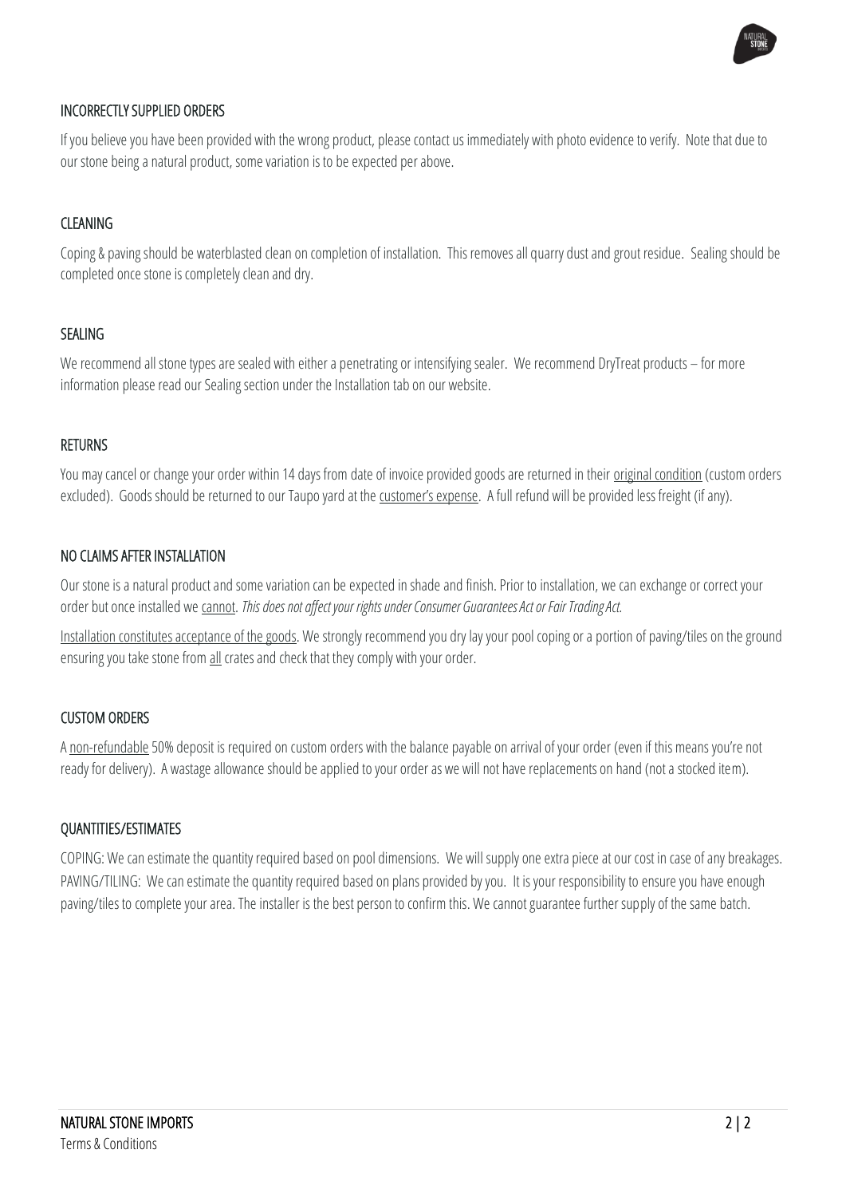## INCORRECTLY SUPPLIED ORDERS

If you believe you have been provided with the wrong product, please contact us immediately with photo evidence to verify. Note that due to our stone being a natural product, some variation is to be expected per above.

## CLEANING

Coping & paving should be waterblasted clean on completion of installation. This removes all quarry dust and grout residue. Sealing should be completed once stone is completely clean and dry.

## SEALING

We recommend all stone types are sealed with either a penetrating or intensifying sealer. We recommend DryTreat products – for more information please read our Sealing section under the Installation tab on our website.

## RETURNS

You may cancel or change your order within 14 days from date of invoice provided goods are returned in their original condition (custom orders excluded). Goods should be returned to our Taupo yard at the customer's expense. A full refund will be provided less freight (if any).

## NO CLAIMS AFTER INSTALLATION

Our stone is a natural product and some variation can be expected in shade and finish. Prior to installation, we can exchange or correct your order but once installed we cannot. *This does not affect your rights under Consumer Guarantees Act or Fair Trading Act.*

Installation constitutes acceptance of the goods. We strongly recommend you dry lay your pool coping or a portion of paving/tiles on the ground ensuring you take stone from all crates and check that they comply with your order.

## CUSTOM ORDERS

A non-refundable 50% deposit is required on custom orders with the balance payable on arrival of your order (even if this means you're not ready for delivery). A wastage allowance should be applied to your order as we will not have replacements on hand (not a stocked item).

## QUANTITIES/ESTIMATES

COPING: We can estimate the quantity required based on pool dimensions. We will supply one extra piece at our cost in case of any breakages.
PAVING/TILING: We can estimate the quantity required based on plans provided by you. It is your responsibility to ensure you have enough paving/tiles to complete your area. The installer is the best person to confirm this. We cannot guarantee further supply of the same batch.